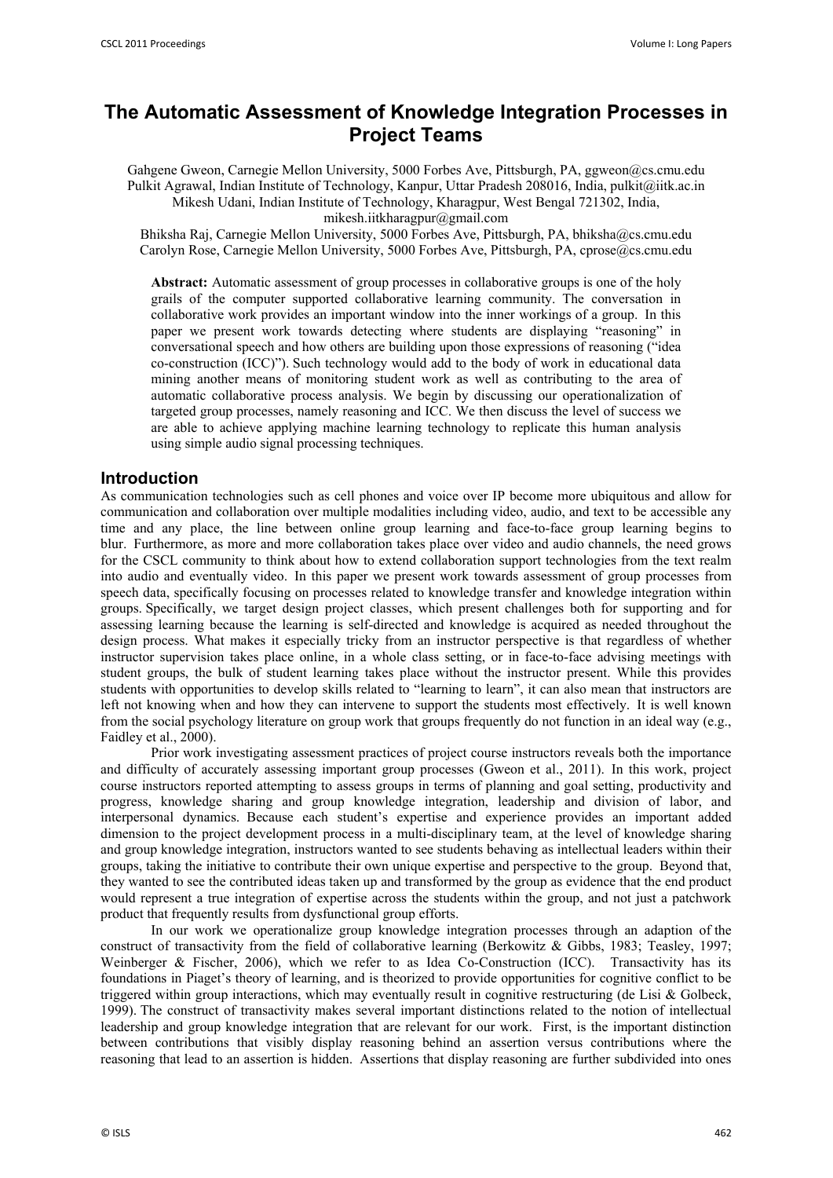# The Automatic Assessment of Knowledge Integration Processes in Project Teams

Gahgene Gweon, Carnegie Mellon University, 5000 Forbes Ave, Pittsburgh, PA, ggweon@cs.cmu.edu
Pulkit Agrawal, Indian Institute of Technology, Kanpur, Uttar Pradesh 208016, India, pulkit@iitk.ac.in
Mikesh Udani, Indian Institute of Technology, Kharagpur, West Bengal 721302, India, mikesh.iitkharagpur@gmail.com
Bhiksha Raj, Carnegie Mellon University, 5000 Forbes Ave, Pittsburgh, PA, bhiksha@cs.cmu.edu
Carolyn Rose, Carnegie Mellon University, 5000 Forbes Ave, Pittsburgh, PA, cprose@cs.cmu.edu

**Abstract:** Automatic assessment of group processes in collaborative groups is one of the holy grails of the computer supported collaborative learning community. The conversation in collaborative work provides an important window into the inner workings of a group. In this paper we present work towards detecting where students are displaying "reasoning" in conversational speech and how others are building upon those expressions of reasoning ("idea co-construction (ICC)"). Such technology would add to the body of work in educational data mining another means of monitoring student work as well as contributing to the area of automatic collaborative process analysis. We begin by discussing our operationalization of targeted group processes, namely reasoning and ICC. We then discuss the level of success we are able to achieve applying machine learning technology to replicate this human analysis using simple audio signal processing techniques.

## Introduction

As communication technologies such as cell phones and voice over IP become more ubiquitous and allow for communication and collaboration over multiple modalities including video, audio, and text to be accessible any time and any place, the line between online group learning and face-to-face group learning begins to blur. Furthermore, as more and more collaboration takes place over video and audio channels, the need grows for the CSCL community to think about how to extend collaboration support technologies from the text realm into audio and eventually video. In this paper we present work towards assessment of group processes from speech data, specifically focusing on processes related to knowledge transfer and knowledge integration within groups. Specifically, we target design project classes, which present challenges both for supporting and for assessing learning because the learning is self-directed and knowledge is acquired as needed throughout the design process. What makes it especially tricky from an instructor perspective is that regardless of whether instructor supervision takes place online, in a whole class setting, or in face-to-face advising meetings with student groups, the bulk of student learning takes place without the instructor present. While this provides students with opportunities to develop skills related to "learning to learn", it can also mean that instructors are left not knowing when and how they can intervene to support the students most effectively. It is well known from the social psychology literature on group work that groups frequently do not function in an ideal way (e.g., Faidley et al., 2000).

Prior work investigating assessment practices of project course instructors reveals both the importance and difficulty of accurately assessing important group processes (Gweon et al., 2011). In this work, project course instructors reported attempting to assess groups in terms of planning and goal setting, productivity and progress, knowledge sharing and group knowledge integration, leadership and division of labor, and interpersonal dynamics. Because each student's expertise and experience provides an important added dimension to the project development process in a multi-disciplinary team, at the level of knowledge sharing and group knowledge integration, instructors wanted to see students behaving as intellectual leaders within their groups, taking the initiative to contribute their own unique expertise and perspective to the group. Beyond that, they wanted to see the contributed ideas taken up and transformed by the group as evidence that the end product would represent a true integration of expertise across the students within the group, and not just a patchwork product that frequently results from dysfunctional group efforts.

In our work we operationalize group knowledge integration processes through an adaption of the construct of transactivity from the field of collaborative learning (Berkowitz & Gibbs, 1983; Teasley, 1997; Weinberger & Fischer, 2006), which we refer to as Idea Co-Construction (ICC). Transactivity has its foundations in Piaget's theory of learning, and is theorized to provide opportunities for cognitive conflict to be triggered within group interactions, which may eventually result in cognitive restructuring (de Lisi & Golbeck, 1999). The construct of transactivity makes several important distinctions related to the notion of intellectual leadership and group knowledge integration that are relevant for our work. First, is the important distinction between contributions that visibly display reasoning behind an assertion versus contributions where the reasoning that lead to an assertion is hidden. Assertions that display reasoning are further subdivided into ones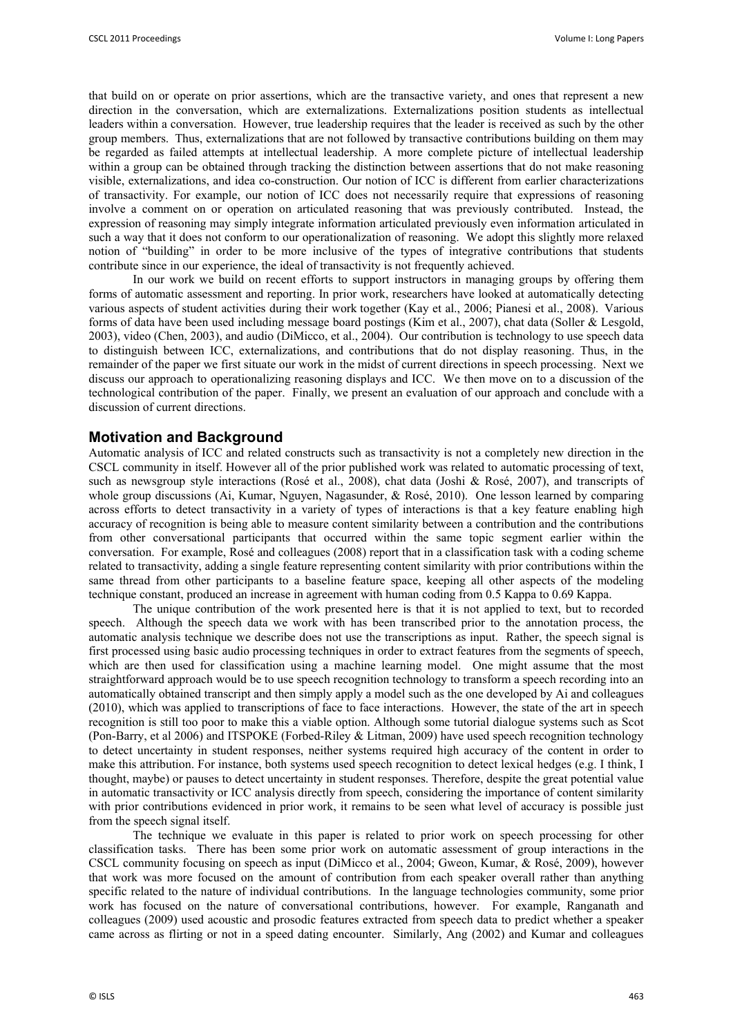that build on or operate on prior assertions, which are the transactive variety, and ones that represent a new direction in the conversation, which are externalizations. Externalizations position students as intellectual leaders within a conversation. However, true leadership requires that the leader is received as such by the other group members. Thus, externalizations that are not followed by transactive contributions building on them may be regarded as failed attempts at intellectual leadership. A more complete picture of intellectual leadership within a group can be obtained through tracking the distinction between assertions that do not make reasoning visible, externalizations, and idea co-construction. Our notion of ICC is different from earlier characterizations of transactivity. For example, our notion of ICC does not necessarily require that expressions of reasoning involve a comment on or operation on articulated reasoning that was previously contributed. Instead, the expression of reasoning may simply integrate information articulated previously even information articulated in such a way that it does not conform to our operationalization of reasoning. We adopt this slightly more relaxed notion of "building" in order to be more inclusive of the types of integrative contributions that students contribute since in our experience, the ideal of transactivity is not frequently achieved.

In our work we build on recent efforts to support instructors in managing groups by offering them forms of automatic assessment and reporting. In prior work, researchers have looked at automatically detecting various aspects of student activities during their work together (Kay et al., 2006; Pianesi et al., 2008). Various forms of data have been used including message board postings (Kim et al., 2007), chat data (Soller & Lesgold, 2003), video (Chen, 2003), and audio (DiMicco, et al., 2004). Our contribution is technology to use speech data to distinguish between ICC, externalizations, and contributions that do not display reasoning. Thus, in the remainder of the paper we first situate our work in the midst of current directions in speech processing. Next we discuss our approach to operationalizing reasoning displays and ICC. We then move on to a discussion of the technological contribution of the paper. Finally, we present an evaluation of our approach and conclude with a discussion of current directions.

## Motivation and Background

Automatic analysis of ICC and related constructs such as transactivity is not a completely new direction in the CSCL community in itself. However all of the prior published work was related to automatic processing of text, such as newsgroup style interactions (Rosé et al., 2008), chat data (Joshi & Rosé, 2007), and transcripts of whole group discussions (Ai, Kumar, Nguyen, Nagasunder, & Rosé, 2010). One lesson learned by comparing across efforts to detect transactivity in a variety of types of interactions is that a key feature enabling high accuracy of recognition is being able to measure content similarity between a contribution and the contributions from other conversational participants that occurred within the same topic segment earlier within the conversation. For example, Rosé and colleagues (2008) report that in a classification task with a coding scheme related to transactivity, adding a single feature representing content similarity with prior contributions within the same thread from other participants to a baseline feature space, keeping all other aspects of the modeling technique constant, produced an increase in agreement with human coding from 0.5 Kappa to 0.69 Kappa.

The unique contribution of the work presented here is that it is not applied to text, but to recorded speech. Although the speech data we work with has been transcribed prior to the annotation process, the automatic analysis technique we describe does not use the transcriptions as input. Rather, the speech signal is first processed using basic audio processing techniques in order to extract features from the segments of speech, which are then used for classification using a machine learning model. One might assume that the most straightforward approach would be to use speech recognition technology to transform a speech recording into an automatically obtained transcript and then simply apply a model such as the one developed by Ai and colleagues (2010), which was applied to transcriptions of face to face interactions. However, the state of the art in speech recognition is still too poor to make this a viable option. Although some tutorial dialogue systems such as Scot (Pon-Barry, et al 2006) and ITSPOKE (Forbed-Riley & Litman, 2009) have used speech recognition technology to detect uncertainty in student responses, neither systems required high accuracy of the content in order to make this attribution. For instance, both systems used speech recognition to detect lexical hedges (e.g. I think, I thought, maybe) or pauses to detect uncertainty in student responses. Therefore, despite the great potential value in automatic transactivity or ICC analysis directly from speech, considering the importance of content similarity with prior contributions evidenced in prior work, it remains to be seen what level of accuracy is possible just from the speech signal itself.

The technique we evaluate in this paper is related to prior work on speech processing for other classification tasks. There has been some prior work on automatic assessment of group interactions in the CSCL community focusing on speech as input (DiMicco et al., 2004; Gweon, Kumar, & Rosé, 2009), however that work was more focused on the amount of contribution from each speaker overall rather than anything specific related to the nature of individual contributions. In the language technologies community, some prior work has focused on the nature of conversational contributions, however. For example, Ranganath and colleagues (2009) used acoustic and prosodic features extracted from speech data to predict whether a speaker came across as flirting or not in a speed dating encounter. Similarly, Ang (2002) and Kumar and colleagues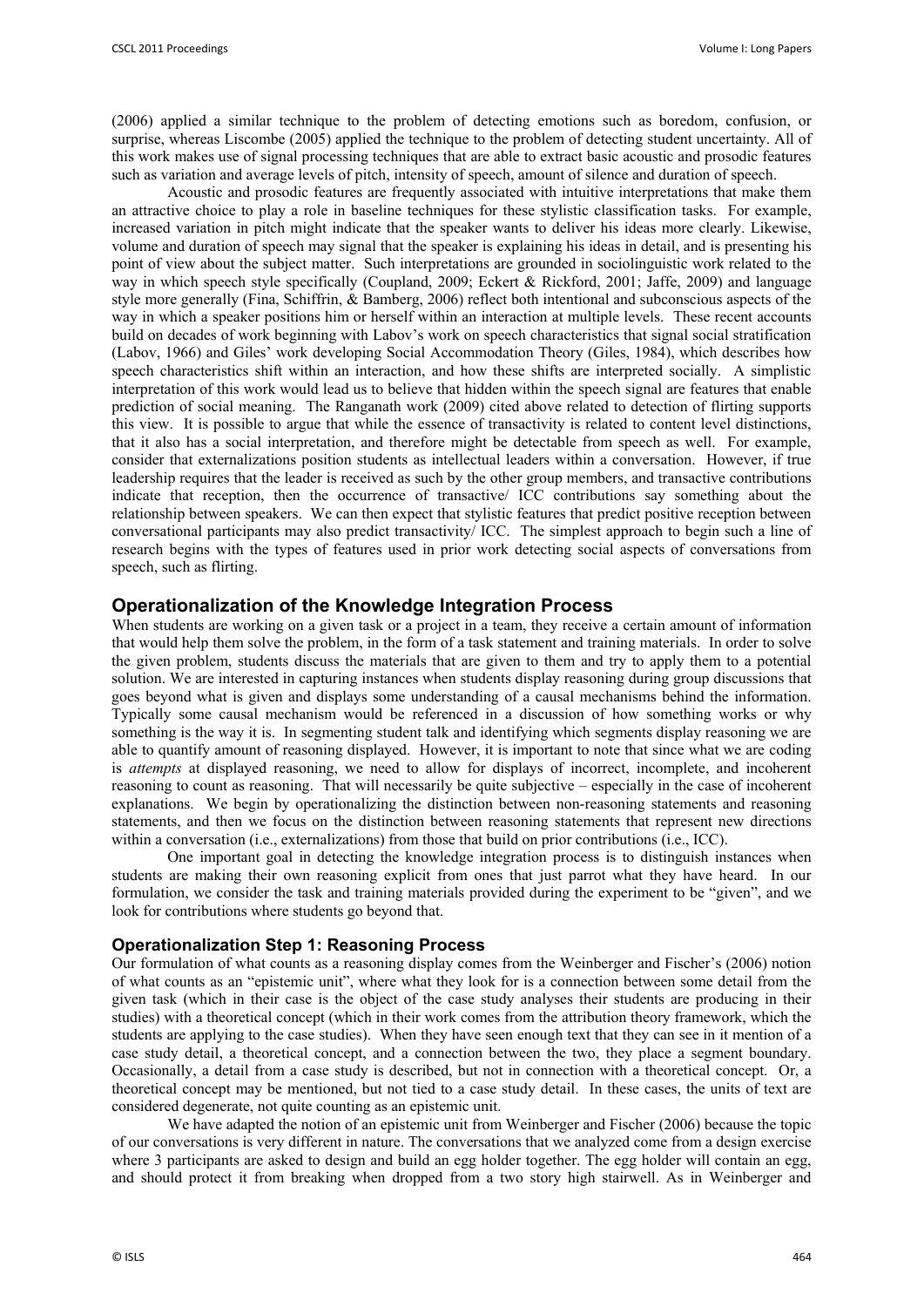(2006) applied a similar technique to the problem of detecting emotions such as boredom, confusion, or surprise, whereas Liscombe (2005) applied the technique to the problem of detecting student uncertainty. All of this work makes use of signal processing techniques that are able to extract basic acoustic and prosodic features such as variation and average levels of pitch, intensity of speech, amount of silence and duration of speech.

Acoustic and prosodic features are frequently associated with intuitive interpretations that make them an attractive choice to play a role in baseline techniques for these stylistic classification tasks. For example, increased variation in pitch might indicate that the speaker wants to deliver his ideas more clearly. Likewise, volume and duration of speech may signal that the speaker is explaining his ideas in detail, and is presenting his point of view about the subject matter. Such interpretations are grounded in sociolinguistic work related to the way in which speech style specifically (Coupland, 2009; Eckert & Rickford, 2001; Jaffe, 2009) and language style more generally (Fina, Schiffrin, & Bamberg, 2006) reflect both intentional and subconscious aspects of the way in which a speaker positions him or herself within an interaction at multiple levels. These recent accounts build on decades of work beginning with Labov's work on speech characteristics that signal social stratification (Labov, 1966) and Giles' work developing Social Accommodation Theory (Giles, 1984), which describes how speech characteristics shift within an interaction, and how these shifts are interpreted socially. A simplistic interpretation of this work would lead us to believe that hidden within the speech signal are features that enable prediction of social meaning. The Ranganath work (2009) cited above related to detection of flirting supports this view. It is possible to argue that while the essence of transactivity is related to content level distinctions, that it also has a social interpretation, and therefore might be detectable from speech as well. For example, consider that externalizations position students as intellectual leaders within a conversation. However, if true leadership requires that the leader is received as such by the other group members, and transactive contributions indicate that reception, then the occurrence of transactive/ ICC contributions say something about the relationship between speakers. We can then expect that stylistic features that predict positive reception between conversational participants may also predict transactivity/ ICC. The simplest approach to begin such a line of research begins with the types of features used in prior work detecting social aspects of conversations from speech, such as flirting.

## Operationalization of the Knowledge Integration Process

When students are working on a given task or a project in a team, they receive a certain amount of information that would help them solve the problem, in the form of a task statement and training materials. In order to solve the given problem, students discuss the materials that are given to them and try to apply them to a potential solution. We are interested in capturing instances when students display reasoning during group discussions that goes beyond what is given and displays some understanding of a causal mechanisms behind the information. Typically some causal mechanism would be referenced in a discussion of how something works or why something is the way it is. In segmenting student talk and identifying which segments display reasoning we are able to quantify amount of reasoning displayed. However, it is important to note that since what we are coding is *attempts* at displayed reasoning, we need to allow for displays of incorrect, incomplete, and incoherent reasoning to count as reasoning. That will necessarily be quite subjective – especially in the case of incoherent explanations. We begin by operationalizing the distinction between non-reasoning statements and reasoning statements, and then we focus on the distinction between reasoning statements that represent new directions within a conversation (i.e., externalizations) from those that build on prior contributions (i.e., ICC).

One important goal in detecting the knowledge integration process is to distinguish instances when students are making their own reasoning explicit from ones that just parrot what they have heard. In our formulation, we consider the task and training materials provided during the experiment to be "given", and we look for contributions where students go beyond that.

### Operationalization Step 1: Reasoning Process

Our formulation of what counts as a reasoning display comes from the Weinberger and Fischer's (2006) notion of what counts as an "epistemic unit", where what they look for is a connection between some detail from the given task (which in their case is the object of the case study analyses their students are producing in their studies) with a theoretical concept (which in their work comes from the attribution theory framework, which the students are applying to the case studies). When they have seen enough text that they can see in it mention of a case study detail, a theoretical concept, and a connection between the two, they place a segment boundary. Occasionally, a detail from a case study is described, but not in connection with a theoretical concept. Or, a theoretical concept may be mentioned, but not tied to a case study detail. In these cases, the units of text are considered degenerate, not quite counting as an epistemic unit.

We have adapted the notion of an epistemic unit from Weinberger and Fischer (2006) because the topic of our conversations is very different in nature. The conversations that we analyzed come from a design exercise where 3 participants are asked to design and build an egg holder together. The egg holder will contain an egg, and should protect it from breaking when dropped from a two story high stairwell. As in Weinberger and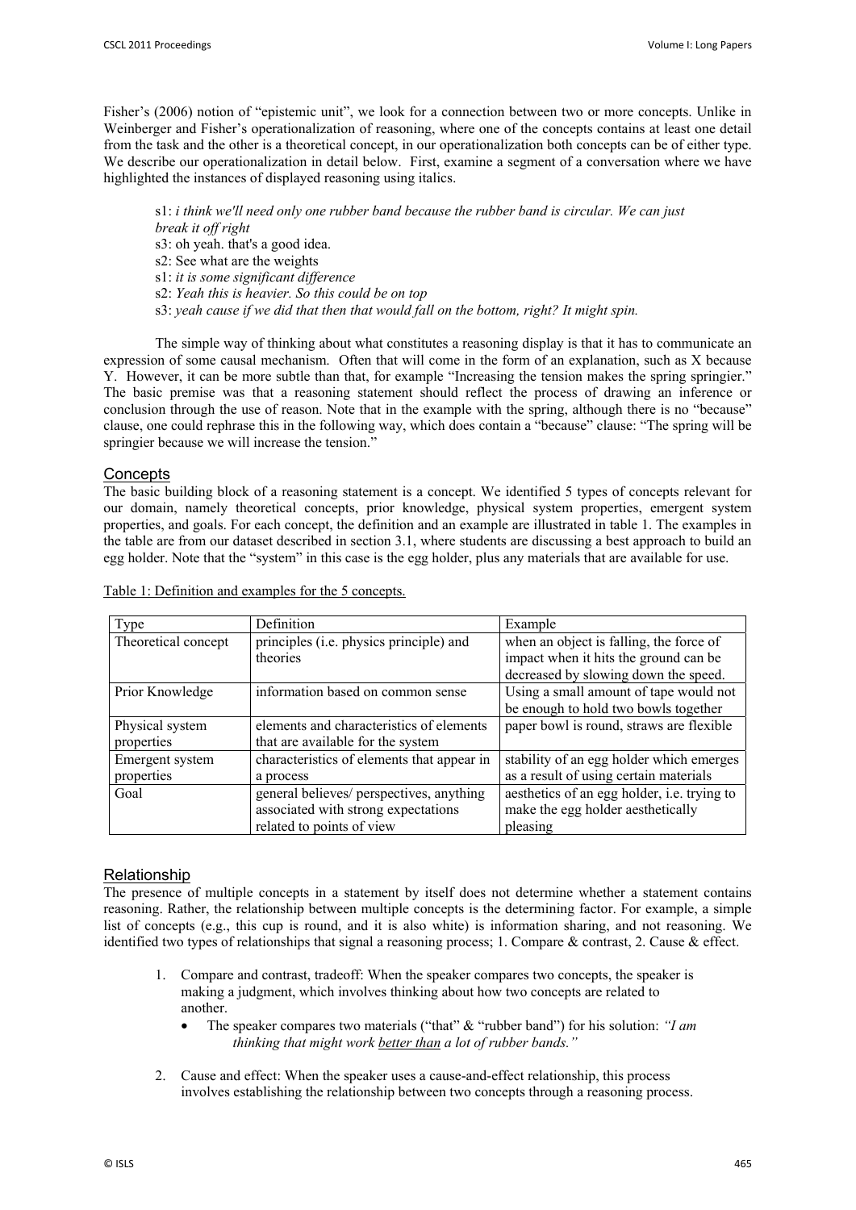Fisher's (2006) notion of "epistemic unit", we look for a connection between two or more concepts. Unlike in Weinberger and Fisher's operationalization of reasoning, where one of the concepts contains at least one detail from the task and the other is a theoretical concept, in our operationalization both concepts can be of either type. We describe our operationalization in detail below. First, examine a segment of a conversation where we have highlighted the instances of displayed reasoning using italics.

> s1: *i think we'll need only one rubber band because the rubber band is circular. We can just break it off right*
> s3: oh yeah. that's a good idea.
> s2: See what are the weights
> s1: *it is some significant difference*
> s2: *Yeah this is heavier. So this could be on top*
> s3: *yeah cause if we did that then that would fall on the bottom, right? It might spin.*

The simple way of thinking about what constitutes a reasoning display is that it has to communicate an expression of some causal mechanism. Often that will come in the form of an explanation, such as X because Y. However, it can be more subtle than that, for example "Increasing the tension makes the spring springier." The basic premise was that a reasoning statement should reflect the process of drawing an inference or conclusion through the use of reason. Note that in the example with the spring, although there is no "because" clause, one could rephrase this in the following way, which does contain a "because" clause: "The spring will be springier because we will increase the tension."

## Concepts

The basic building block of a reasoning statement is a concept. We identified 5 types of concepts relevant for our domain, namely theoretical concepts, prior knowledge, physical system properties, emergent system properties, and goals. For each concept, the definition and an example are illustrated in table 1. The examples in the table are from our dataset described in section 3.1, where students are discussing a best approach to build an egg holder. Note that the "system" in this case is the egg holder, plus any materials that are available for use.

Table 1: Definition and examples for the 5 concepts.

| Type | Definition | Example |
|---|---|---|
| Theoretical concept | principles (i.e. physics principle) and theories | when an object is falling, the force of impact when it hits the ground can be decreased by slowing down the speed. |
| Prior Knowledge | information based on common sense | Using a small amount of tape would not be enough to hold two bowls together |
| Physical system properties | elements and characteristics of elements that are available for the system | paper bowl is round, straws are flexible |
| Emergent system properties | characteristics of elements that appear in a process | stability of an egg holder which emerges as a result of using certain materials |
| Goal | general believes/ perspectives, anything associated with strong expectations related to points of view | aesthetics of an egg holder, i.e. trying to make the egg holder aesthetically pleasing |

## Relationship

The presence of multiple concepts in a statement by itself does not determine whether a statement contains reasoning. Rather, the relationship between multiple concepts is the determining factor. For example, a simple list of concepts (e.g., this cup is round, and it is also white) is information sharing, and not reasoning. We identified two types of relationships that signal a reasoning process; 1. Compare & contrast, 2. Cause & effect.

1. Compare and contrast, tradeoff: When the speaker compares two concepts, the speaker is making a judgment, which involves thinking about how two concepts are related to another.
   - The speaker compares two materials ("that" & "rubber band") for his solution: *"I am thinking that might work <u>better than</u> a lot of rubber bands."*

2. Cause and effect: When the speaker uses a cause-and-effect relationship, this process involves establishing the relationship between two concepts through a reasoning process.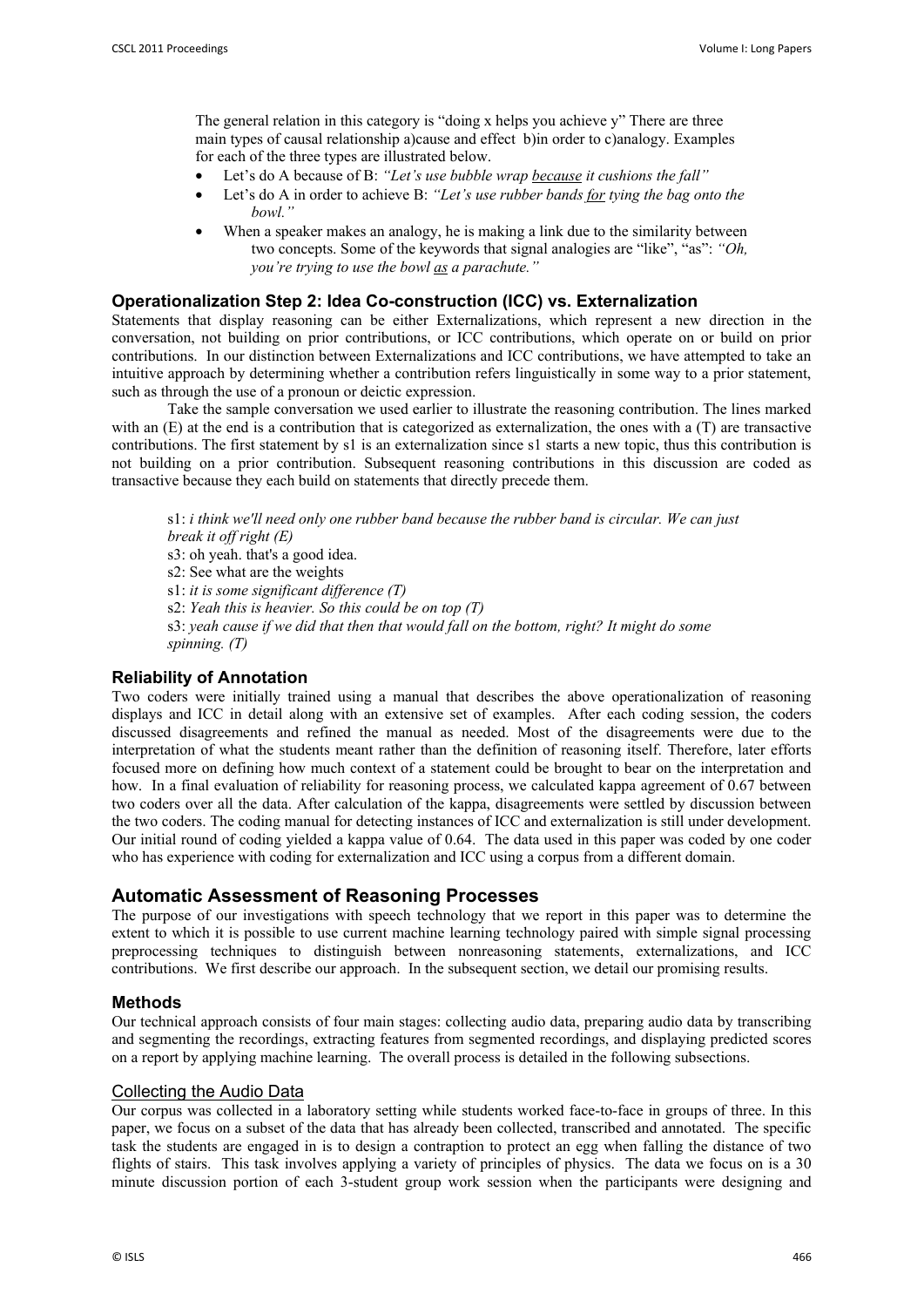The general relation in this category is "doing x helps you achieve y" There are three main types of causal relationship a)cause and effect b)in order to c)analogy. Examples for each of the three types are illustrated below.

- Let's do A because of B: *"Let's use bubble wrap because it cushions the fall"*
- Let's do A in order to achieve B: *"Let's use rubber bands for tying the bag onto the bowl."*
- When a speaker makes an analogy, he is making a link due to the similarity between two concepts. Some of the keywords that signal analogies are "like", "as": *"Oh, you're trying to use the bowl as a parachute."*

### Operationalization Step 2: Idea Co-construction (ICC) vs. Externalization

Statements that display reasoning can be either Externalizations, which represent a new direction in the conversation, not building on prior contributions, or ICC contributions, which operate on or build on prior contributions. In our distinction between Externalizations and ICC contributions, we have attempted to take an intuitive approach by determining whether a contribution refers linguistically in some way to a prior statement, such as through the use of a pronoun or deictic expression.

Take the sample conversation we used earlier to illustrate the reasoning contribution. The lines marked with an (E) at the end is a contribution that is categorized as externalization, the ones with a (T) are transactive contributions. The first statement by s1 is an externalization since s1 starts a new topic, thus this contribution is not building on a prior contribution. Subsequent reasoning contributions in this discussion are coded as transactive because they each build on statements that directly precede them.

s1: *i think we'll need only one rubber band because the rubber band is circular. We can just break it off right (E)*
s3: oh yeah. that's a good idea.
s2: See what are the weights
s1: *it is some significant difference (T)*
s2: *Yeah this is heavier. So this could be on top (T)*
s3: *yeah cause if we did that then that would fall on the bottom, right? It might do some spinning. (T)*

### Reliability of Annotation

Two coders were initially trained using a manual that describes the above operationalization of reasoning displays and ICC in detail along with an extensive set of examples. After each coding session, the coders discussed disagreements and refined the manual as needed. Most of the disagreements were due to the interpretation of what the students meant rather than the definition of reasoning itself. Therefore, later efforts focused more on defining how much context of a statement could be brought to bear on the interpretation and how. In a final evaluation of reliability for reasoning process, we calculated kappa agreement of 0.67 between two coders over all the data. After calculation of the kappa, disagreements were settled by discussion between the two coders. The coding manual for detecting instances of ICC and externalization is still under development. Our initial round of coding yielded a kappa value of 0.64. The data used in this paper was coded by one coder who has experience with coding for externalization and ICC using a corpus from a different domain.

## Automatic Assessment of Reasoning Processes

The purpose of our investigations with speech technology that we report in this paper was to determine the extent to which it is possible to use current machine learning technology paired with simple signal processing preprocessing techniques to distinguish between nonreasoning statements, externalizations, and ICC contributions. We first describe our approach. In the subsequent section, we detail our promising results.

### Methods

Our technical approach consists of four main stages: collecting audio data, preparing audio data by transcribing and segmenting the recordings, extracting features from segmented recordings, and displaying predicted scores on a report by applying machine learning. The overall process is detailed in the following subsections.

#### Collecting the Audio Data

Our corpus was collected in a laboratory setting while students worked face-to-face in groups of three. In this paper, we focus on a subset of the data that has already been collected, transcribed and annotated. The specific task the students are engaged in is to design a contraption to protect an egg when falling the distance of two flights of stairs. This task involves applying a variety of principles of physics. The data we focus on is a 30 minute discussion portion of each 3-student group work session when the participants were designing and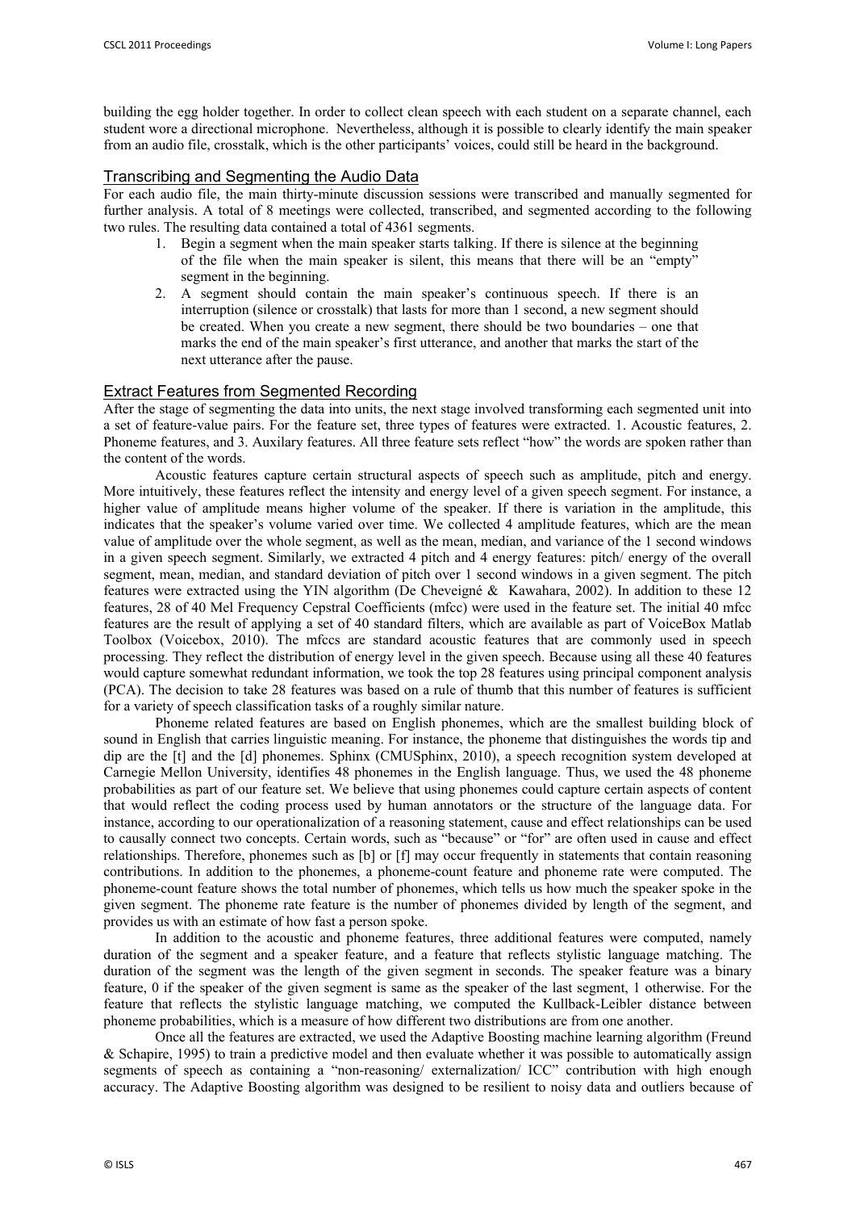building the egg holder together. In order to collect clean speech with each student on a separate channel, each student wore a directional microphone. Nevertheless, although it is possible to clearly identify the main speaker from an audio file, crosstalk, which is the other participants' voices, could still be heard in the background.

## Transcribing and Segmenting the Audio Data

For each audio file, the main thirty-minute discussion sessions were transcribed and manually segmented for further analysis. A total of 8 meetings were collected, transcribed, and segmented according to the following two rules. The resulting data contained a total of 4361 segments.

1. Begin a segment when the main speaker starts talking. If there is silence at the beginning of the file when the main speaker is silent, this means that there will be an "empty" segment in the beginning.
2. A segment should contain the main speaker's continuous speech. If there is an interruption (silence or crosstalk) that lasts for more than 1 second, a new segment should be created. When you create a new segment, there should be two boundaries – one that marks the end of the main speaker's first utterance, and another that marks the start of the next utterance after the pause.

## Extract Features from Segmented Recording

After the stage of segmenting the data into units, the next stage involved transforming each segmented unit into a set of feature-value pairs. For the feature set, three types of features were extracted. 1. Acoustic features, 2. Phoneme features, and 3. Auxilary features. All three feature sets reflect "how" the words are spoken rather than the content of the words.

Acoustic features capture certain structural aspects of speech such as amplitude, pitch and energy. More intuitively, these features reflect the intensity and energy level of a given speech segment. For instance, a higher value of amplitude means higher volume of the speaker. If there is variation in the amplitude, this indicates that the speaker's volume varied over time. We collected 4 amplitude features, which are the mean value of amplitude over the whole segment, as well as the mean, median, and variance of the 1 second windows in a given speech segment. Similarly, we extracted 4 pitch and 4 energy features: pitch/ energy of the overall segment, mean, median, and standard deviation of pitch over 1 second windows in a given segment. The pitch features were extracted using the YIN algorithm (De Cheveigné & Kawahara, 2002). In addition to these 12 features, 28 of 40 Mel Frequency Cepstral Coefficients (mfcc) were used in the feature set. The initial 40 mfcc features are the result of applying a set of 40 standard filters, which are available as part of VoiceBox Matlab Toolbox (Voicebox, 2010). The mfccs are standard acoustic features that are commonly used in speech processing. They reflect the distribution of energy level in the given speech. Because using all these 40 features would capture somewhat redundant information, we took the top 28 features using principal component analysis (PCA). The decision to take 28 features was based on a rule of thumb that this number of features is sufficient for a variety of speech classification tasks of a roughly similar nature.

Phoneme related features are based on English phonemes, which are the smallest building block of sound in English that carries linguistic meaning. For instance, the phoneme that distinguishes the words tip and dip are the [t] and the [d] phonemes. Sphinx (CMUSphinx, 2010), a speech recognition system developed at Carnegie Mellon University, identifies 48 phonemes in the English language. Thus, we used the 48 phoneme probabilities as part of our feature set. We believe that using phonemes could capture certain aspects of content that would reflect the coding process used by human annotators or the structure of the language data. For instance, according to our operationalization of a reasoning statement, cause and effect relationships can be used to causally connect two concepts. Certain words, such as "because" or "for" are often used in cause and effect relationships. Therefore, phonemes such as [b] or [f] may occur frequently in statements that contain reasoning contributions. In addition to the phonemes, a phoneme-count feature and phoneme rate were computed. The phoneme-count feature shows the total number of phonemes, which tells us how much the speaker spoke in the given segment. The phoneme rate feature is the number of phonemes divided by length of the segment, and provides us with an estimate of how fast a person spoke.

In addition to the acoustic and phoneme features, three additional features were computed, namely duration of the segment and a speaker feature, and a feature that reflects stylistic language matching. The duration of the segment was the length of the given segment in seconds. The speaker feature was a binary feature, 0 if the speaker of the given segment is same as the speaker of the last segment, 1 otherwise. For the feature that reflects the stylistic language matching, we computed the Kullback-Leibler distance between phoneme probabilities, which is a measure of how different two distributions are from one another.

Once all the features are extracted, we used the Adaptive Boosting machine learning algorithm (Freund & Schapire, 1995) to train a predictive model and then evaluate whether it was possible to automatically assign segments of speech as containing a "non-reasoning/ externalization/ ICC" contribution with high enough accuracy. The Adaptive Boosting algorithm was designed to be resilient to noisy data and outliers because of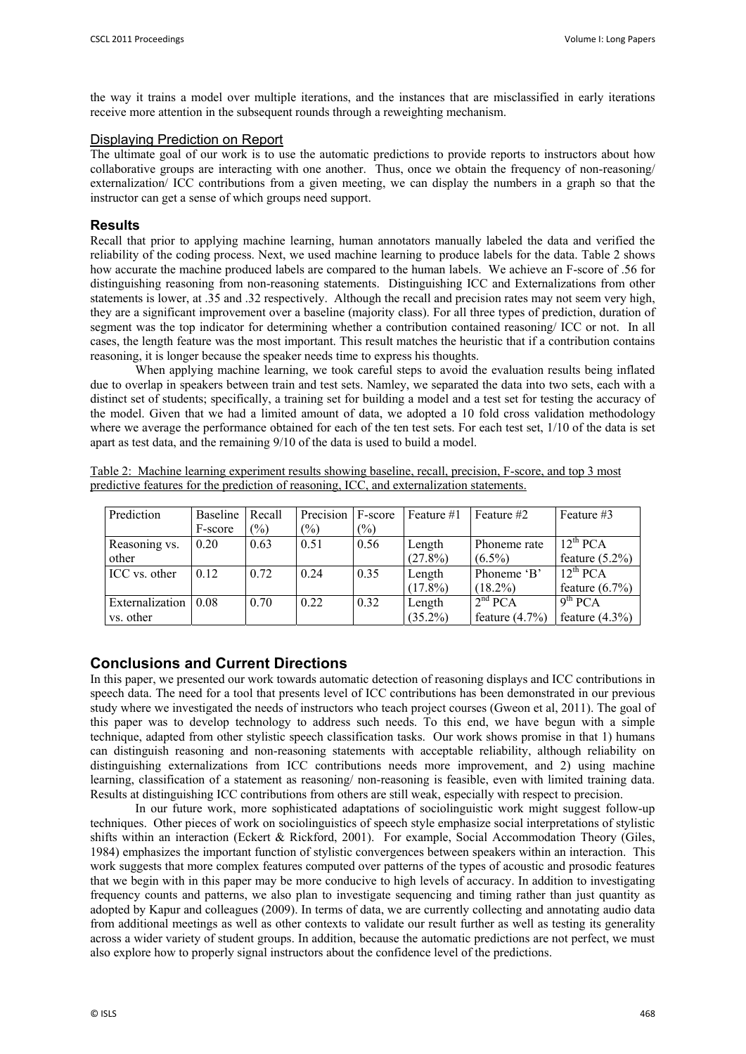the way it trains a model over multiple iterations, and the instances that are misclassified in early iterations receive more attention in the subsequent rounds through a reweighting mechanism.

### Displaying Prediction on Report

The ultimate goal of our work is to use the automatic predictions to provide reports to instructors about how collaborative groups are interacting with one another. Thus, once we obtain the frequency of non-reasoning/ externalization/ ICC contributions from a given meeting, we can display the numbers in a graph so that the instructor can get a sense of which groups need support.

## Results

Recall that prior to applying machine learning, human annotators manually labeled the data and verified the reliability of the coding process. Next, we used machine learning to produce labels for the data. Table 2 shows how accurate the machine produced labels are compared to the human labels. We achieve an F-score of .56 for distinguishing reasoning from non-reasoning statements. Distinguishing ICC and Externalizations from other statements is lower, at .35 and .32 respectively. Although the recall and precision rates may not seem very high, they are a significant improvement over a baseline (majority class). For all three types of prediction, duration of segment was the top indicator for determining whether a contribution contained reasoning/ ICC or not. In all cases, the length feature was the most important. This result matches the heuristic that if a contribution contains reasoning, it is longer because the speaker needs time to express his thoughts.

When applying machine learning, we took careful steps to avoid the evaluation results being inflated due to overlap in speakers between train and test sets. Namley, we separated the data into two sets, each with a distinct set of students; specifically, a training set for building a model and a test set for testing the accuracy of the model. Given that we had a limited amount of data, we adopted a 10 fold cross validation methodology where we average the performance obtained for each of the ten test sets. For each test set, 1/10 of the data is set apart as test data, and the remaining 9/10 of the data is used to build a model.

Table 2: Machine learning experiment results showing baseline, recall, precision, F-score, and top 3 most predictive features for the prediction of reasoning, ICC, and externalization statements.

| Prediction | Baseline F-score | Recall (%) | Precision (%) | F-score (%) | Feature #1 | Feature #2 | Feature #3 |
|---|---|---|---|---|---|---|---|
| Reasoning vs. other | 0.20 | 0.63 | 0.51 | 0.56 | Length (27.8%) | Phoneme rate (6.5%) | 12th PCA feature (5.2%) |
| ICC vs. other | 0.12 | 0.72 | 0.24 | 0.35 | Length (17.8%) | Phoneme 'B' (18.2%) | 12th PCA feature (6.7%) |
| Externalization vs. other | 0.08 | 0.70 | 0.22 | 0.32 | Length (35.2%) | 2nd PCA feature (4.7%) | 9th PCA feature (4.3%) |

## Conclusions and Current Directions

In this paper, we presented our work towards automatic detection of reasoning displays and ICC contributions in speech data. The need for a tool that presents level of ICC contributions has been demonstrated in our previous study where we investigated the needs of instructors who teach project courses (Gweon et al, 2011). The goal of this paper was to develop technology to address such needs. To this end, we have begun with a simple technique, adapted from other stylistic speech classification tasks. Our work shows promise in that 1) humans can distinguish reasoning and non-reasoning statements with acceptable reliability, although reliability on distinguishing externalizations from ICC contributions needs more improvement, and 2) using machine learning, classification of a statement as reasoning/ non-reasoning is feasible, even with limited training data. Results at distinguishing ICC contributions from others are still weak, especially with respect to precision.

In our future work, more sophisticated adaptations of sociolinguistic work might suggest follow-up techniques. Other pieces of work on sociolinguistics of speech style emphasize social interpretations of stylistic shifts within an interaction (Eckert & Rickford, 2001). For example, Social Accommodation Theory (Giles, 1984) emphasizes the important function of stylistic convergences between speakers within an interaction. This work suggests that more complex features computed over patterns of the types of acoustic and prosodic features that we begin with in this paper may be more conducive to high levels of accuracy. In addition to investigating frequency counts and patterns, we also plan to investigate sequencing and timing rather than just quantity as adopted by Kapur and colleagues (2009). In terms of data, we are currently collecting and annotating audio data from additional meetings as well as other contexts to validate our result further as well as testing its generality across a wider variety of student groups. In addition, because the automatic predictions are not perfect, we must also explore how to properly signal instructors about the confidence level of the predictions.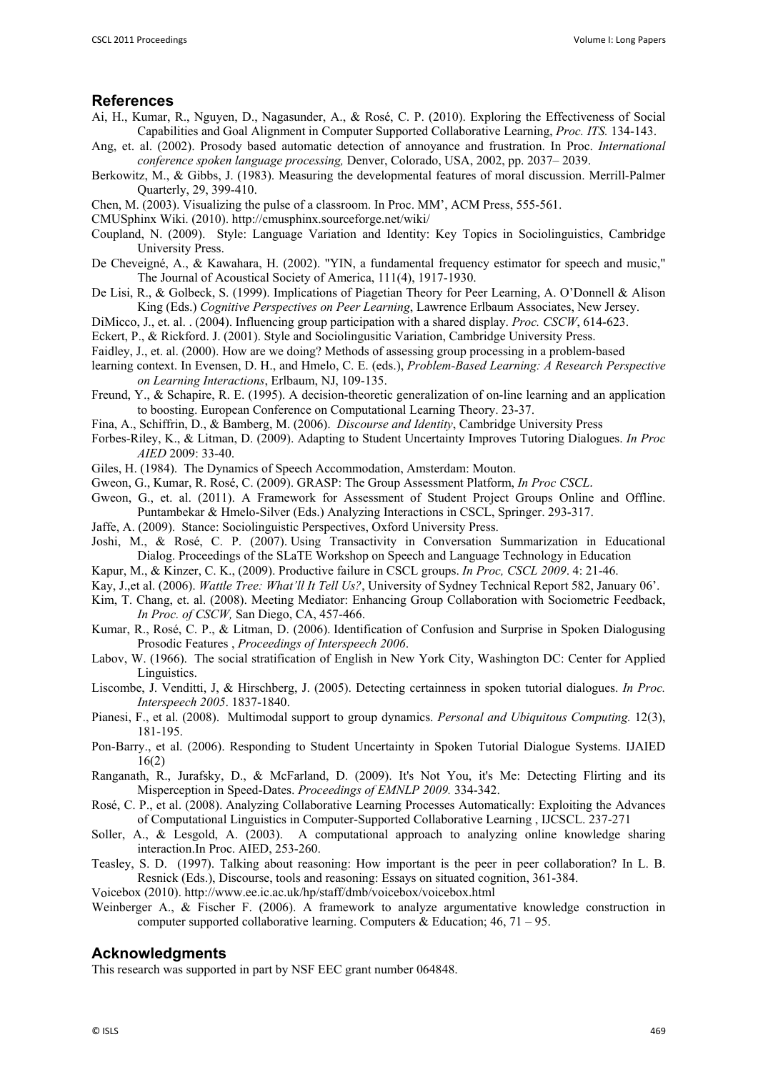## References

Ai, H., Kumar, R., Nguyen, D., Nagasunder, A., & Rosé, C. P. (2010). Exploring the Effectiveness of Social Capabilities and Goal Alignment in Computer Supported Collaborative Learning, *Proc. ITS.* 134-143.

Ang, et. al. (2002). Prosody based automatic detection of annoyance and frustration. In Proc. *International conference spoken language processing,* Denver, Colorado, USA, 2002, pp. 2037– 2039.

Berkowitz, M., & Gibbs, J. (1983). Measuring the developmental features of moral discussion. Merrill-Palmer Quarterly, 29, 399-410.

Chen, M. (2003). Visualizing the pulse of a classroom. In Proc. MM', ACM Press, 555-561.

CMUSphinx Wiki. (2010). http://cmusphinx.sourceforge.net/wiki/

Coupland, N. (2009). Style: Language Variation and Identity: Key Topics in Sociolinguistics, Cambridge University Press.

De Cheveigné, A., & Kawahara, H. (2002). "YIN, a fundamental frequency estimator for speech and music," The Journal of Acoustical Society of America, 111(4), 1917-1930.

De Lisi, R., & Golbeck, S. (1999). Implications of Piagetian Theory for Peer Learning, A. O'Donnell & Alison King (Eds.) *Cognitive Perspectives on Peer Learning*, Lawrence Erlbaum Associates, New Jersey.

DiMicco, J., et. al. . (2004). Influencing group participation with a shared display. *Proc. CSCW*, 614-623.

Eckert, P., & Rickford. J. (2001). Style and Sociolingusitic Variation, Cambridge University Press.

Faidley, J., et. al. (2000). How are we doing? Methods of assessing group processing in a problem-based learning context. In Evensen, D. H., and Hmelo, C. E. (eds.), *Problem-Based Learning: A Research Perspective on Learning Interactions*, Erlbaum, NJ, 109-135.

Freund, Y., & Schapire, R. E. (1995). A decision-theoretic generalization of on-line learning and an application to boosting. European Conference on Computational Learning Theory. 23-37.

Fina, A., Schiffrin, D., & Bamberg, M. (2006). *Discourse and Identity*, Cambridge University Press

Forbes-Riley, K., & Litman, D. (2009). Adapting to Student Uncertainty Improves Tutoring Dialogues. *In Proc AIED* 2009: 33-40.

Giles, H. (1984). The Dynamics of Speech Accommodation, Amsterdam: Mouton.

Gweon, G., Kumar, R. Rosé, C. (2009). GRASP: The Group Assessment Platform, *In Proc CSCL*.

Gweon, G., et. al. (2011). A Framework for Assessment of Student Project Groups Online and Offline. Puntambekar & Hmelo-Silver (Eds.) Analyzing Interactions in CSCL, Springer. 293-317.

Jaffe, A. (2009). Stance: Sociolinguistic Perspectives, Oxford University Press.

Joshi, M., & Rosé, C. P. (2007). Using Transactivity in Conversation Summarization in Educational Dialog. Proceedings of the SLaTE Workshop on Speech and Language Technology in Education

Kapur, M., & Kinzer, C. K., (2009). Productive failure in CSCL groups. *In Proc, CSCL 2009*. 4: 21-46.

Kay, J.,et al. (2006). *Wattle Tree: What'll It Tell Us?*, University of Sydney Technical Report 582, January 06'.

Kim, T. Chang, et. al. (2008). Meeting Mediator: Enhancing Group Collaboration with Sociometric Feedback, *In Proc. of CSCW,* San Diego, CA, 457-466.

Kumar, R., Rosé, C. P., & Litman, D. (2006). Identification of Confusion and Surprise in Spoken Dialogusing Prosodic Features , *Proceedings of Interspeech 2006*.

Labov, W. (1966). The social stratification of English in New York City, Washington DC: Center for Applied Linguistics.

Liscombe, J. Venditti, J, & Hirschberg, J. (2005). Detecting certainness in spoken tutorial dialogues. *In Proc. Interspeech 2005*. 1837-1840.

Pianesi, F., et al. (2008). Multimodal support to group dynamics. *Personal and Ubiquitous Computing.* 12(3), 181-195.

Pon-Barry., et al. (2006). Responding to Student Uncertainty in Spoken Tutorial Dialogue Systems. IJAIED 16(2)

Ranganath, R., Jurafsky, D., & McFarland, D. (2009). It's Not You, it's Me: Detecting Flirting and its Misperception in Speed-Dates. *Proceedings of EMNLP 2009.* 334-342.

Rosé, C. P., et al. (2008). Analyzing Collaborative Learning Processes Automatically: Exploiting the Advances of Computational Linguistics in Computer-Supported Collaborative Learning , IJCSCL. 237-271

Soller, A., & Lesgold, A. (2003). A computational approach to analyzing online knowledge sharing interaction.In Proc. AIED, 253-260.

Teasley, S. D. (1997). Talking about reasoning: How important is the peer in peer collaboration? In L. B. Resnick (Eds.), Discourse, tools and reasoning: Essays on situated cognition, 361-384.

Voicebox (2010). http://www.ee.ic.ac.uk/hp/staff/dmb/voicebox/voicebox.html

Weinberger A., & Fischer F. (2006). A framework to analyze argumentative knowledge construction in computer supported collaborative learning. Computers & Education; 46, 71 – 95.

## Acknowledgments

This research was supported in part by NSF EEC grant number 064848.